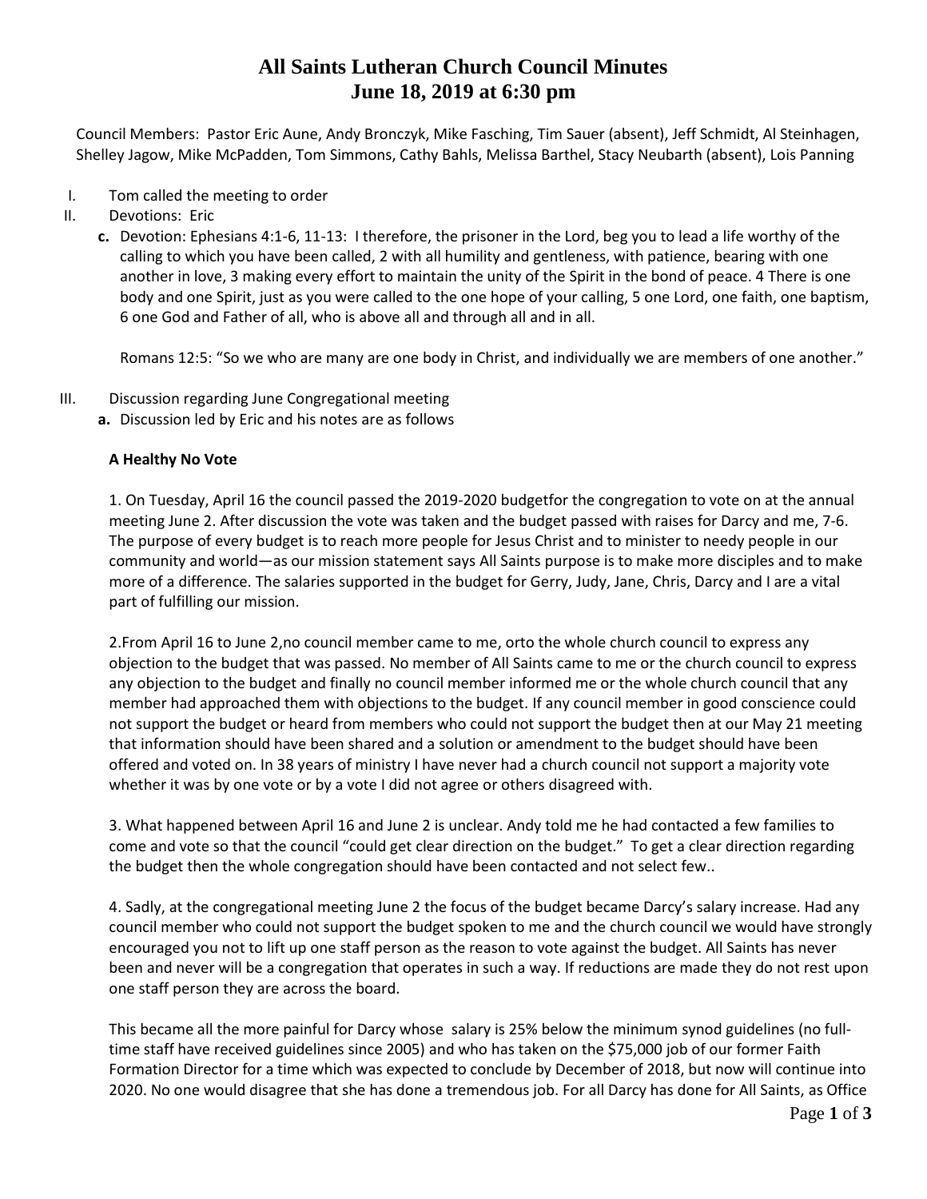# All Saints Lutheran Church Council Minutes
# June 18, 2019 at 6:30 pm

Council Members: Pastor Eric Aune, Andy Bronczyk, Mike Fasching, Tim Sauer (absent), Jeff Schmidt, Al Steinhagen, Shelley Jagow, Mike McPadden, Tom Simmons, Cathy Bahls, Melissa Barthel, Stacy Neubarth (absent), Lois Panning

I. Tom called the meeting to order

II. Devotions: Eric

   **c.** Devotion: Ephesians 4:1-6, 11-13: I therefore, the prisoner in the Lord, beg you to lead a life worthy of the calling to which you have been called, 2 with all humility and gentleness, with patience, bearing with one another in love, 3 making every effort to maintain the unity of the Spirit in the bond of peace. 4 There is one body and one Spirit, just as you were called to the one hope of your calling, 5 one Lord, one faith, one baptism, 6 one God and Father of all, who is above all and through all and in all.

   Romans 12:5: "So we who are many are one body in Christ, and individually we are members of one another."

III. Discussion regarding June Congregational meeting

   **a.** Discussion led by Eric and his notes are as follows

   **A Healthy No Vote**

   1. On Tuesday, April 16 the council passed the 2019-2020 budgetfor the congregation to vote on at the annual meeting June 2. After discussion the vote was taken and the budget passed with raises for Darcy and me, 7-6. The purpose of every budget is to reach more people for Jesus Christ and to minister to needy people in our community and world—as our mission statement says All Saints purpose is to make more disciples and to make more of a difference. The salaries supported in the budget for Gerry, Judy, Jane, Chris, Darcy and I are a vital part of fulfilling our mission.

   2.From April 16 to June 2,no council member came to me, orto the whole church council to express any objection to the budget that was passed. No member of All Saints came to me or the church council to express any objection to the budget and finally no council member informed me or the whole church council that any member had approached them with objections to the budget. If any council member in good conscience could not support the budget or heard from members who could not support the budget then at our May 21 meeting that information should have been shared and a solution or amendment to the budget should have been offered and voted on. In 38 years of ministry I have never had a church council not support a majority vote whether it was by one vote or by a vote I did not agree or others disagreed with.

   3. What happened between April 16 and June 2 is unclear. Andy told me he had contacted a few families to come and vote so that the council "could get clear direction on the budget." To get a clear direction regarding the budget then the whole congregation should have been contacted and not select few..

   4. Sadly, at the congregational meeting June 2 the focus of the budget became Darcy's salary increase. Had any council member who could not support the budget spoken to me and the church council we would have strongly encouraged you not to lift up one staff person as the reason to vote against the budget. All Saints has never been and never will be a congregation that operates in such a way. If reductions are made they do not rest upon one staff person they are across the board.

   This became all the more painful for Darcy whose salary is 25% below the minimum synod guidelines (no full-time staff have received guidelines since 2005) and who has taken on the $75,000 job of our former Faith Formation Director for a time which was expected to conclude by December of 2018, but now will continue into 2020. No one would disagree that she has done a tremendous job. For all Darcy has done for All Saints, as Office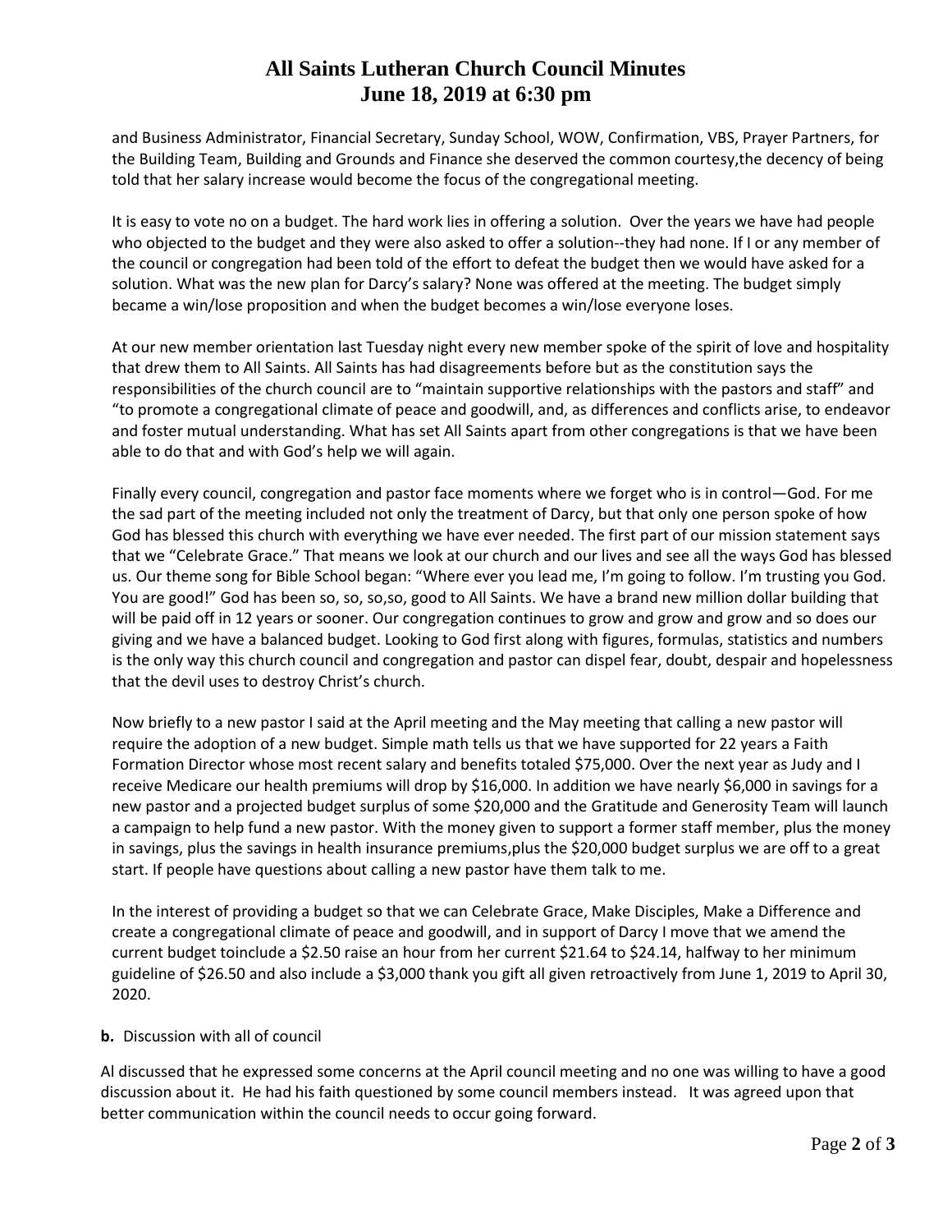and Business Administrator, Financial Secretary, Sunday School, WOW, Confirmation, VBS, Prayer Partners, for the Building Team, Building and Grounds and Finance she deserved the common courtesy,the decency of being told that her salary increase would become the focus of the congregational meeting.

It is easy to vote no on a budget. The hard work lies in offering a solution. Over the years we have had people who objected to the budget and they were also asked to offer a solution--they had none. If I or any member of the council or congregation had been told of the effort to defeat the budget then we would have asked for a solution. What was the new plan for Darcy's salary? None was offered at the meeting. The budget simply became a win/lose proposition and when the budget becomes a win/lose everyone loses.

At our new member orientation last Tuesday night every new member spoke of the spirit of love and hospitality that drew them to All Saints. All Saints has had disagreements before but as the constitution says the responsibilities of the church council are to "maintain supportive relationships with the pastors and staff" and "to promote a congregational climate of peace and goodwill, and, as differences and conflicts arise, to endeavor and foster mutual understanding. What has set All Saints apart from other congregations is that we have been able to do that and with God's help we will again.

Finally every council, congregation and pastor face moments where we forget who is in control—God. For me the sad part of the meeting included not only the treatment of Darcy, but that only one person spoke of how God has blessed this church with everything we have ever needed. The first part of our mission statement says that we "Celebrate Grace." That means we look at our church and our lives and see all the ways God has blessed us. Our theme song for Bible School began: "Where ever you lead me, I'm going to follow. I'm trusting you God. You are good!" God has been so, so, so,so, good to All Saints. We have a brand new million dollar building that will be paid off in 12 years or sooner. Our congregation continues to grow and grow and grow and so does our giving and we have a balanced budget. Looking to God first along with figures, formulas, statistics and numbers is the only way this church council and congregation and pastor can dispel fear, doubt, despair and hopelessness that the devil uses to destroy Christ's church.

Now briefly to a new pastor I said at the April meeting and the May meeting that calling a new pastor will require the adoption of a new budget. Simple math tells us that we have supported for 22 years a Faith Formation Director whose most recent salary and benefits totaled $75,000. Over the next year as Judy and I receive Medicare our health premiums will drop by $16,000. In addition we have nearly $6,000 in savings for a new pastor and a projected budget surplus of some $20,000 and the Gratitude and Generosity Team will launch a campaign to help fund a new pastor. With the money given to support a former staff member, plus the money in savings, plus the savings in health insurance premiums,plus the $20,000 budget surplus we are off to a great start. If people have questions about calling a new pastor have them talk to me.

In the interest of providing a budget so that we can Celebrate Grace, Make Disciples, Make a Difference and create a congregational climate of peace and goodwill, and in support of Darcy I move that we amend the current budget toinclude a $2.50 raise an hour from her current $21.64 to $24.14, halfway to her minimum guideline of $26.50 and also include a $3,000 thank you gift all given retroactively from June 1, 2019 to April 30, 2020.

**b.** Discussion with all of council

Al discussed that he expressed some concerns at the April council meeting and no one was willing to have a good discussion about it. He had his faith questioned by some council members instead. It was agreed upon that better communication within the council needs to occur going forward.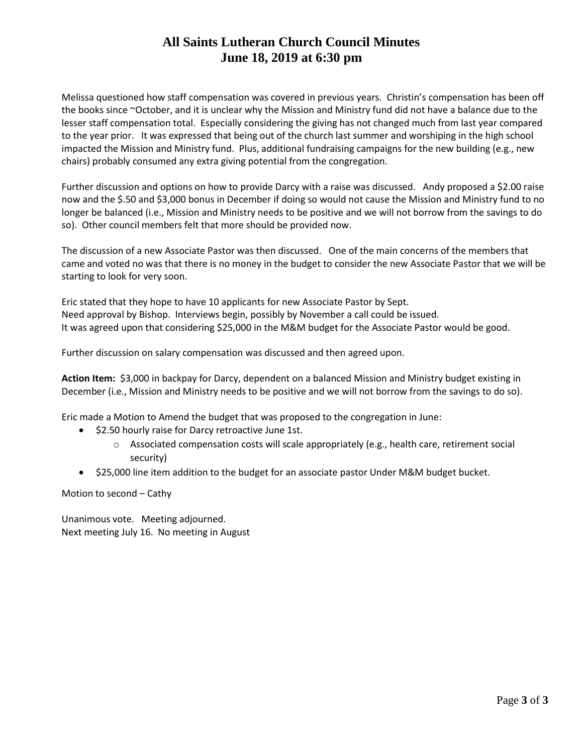# All Saints Lutheran Church Council Minutes
# June 18, 2019 at 6:30 pm

Melissa questioned how staff compensation was covered in previous years. Christin's compensation has been off the books since ~October, and it is unclear why the Mission and Ministry fund did not have a balance due to the lesser staff compensation total. Especially considering the giving has not changed much from last year compared to the year prior. It was expressed that being out of the church last summer and worshiping in the high school impacted the Mission and Ministry fund. Plus, additional fundraising campaigns for the new building (e.g., new chairs) probably consumed any extra giving potential from the congregation.

Further discussion and options on how to provide Darcy with a raise was discussed. Andy proposed a $2.00 raise now and the $.50 and $3,000 bonus in December if doing so would not cause the Mission and Ministry fund to no longer be balanced (i.e., Mission and Ministry needs to be positive and we will not borrow from the savings to do so). Other council members felt that more should be provided now.

The discussion of a new Associate Pastor was then discussed. One of the main concerns of the members that came and voted no was that there is no money in the budget to consider the new Associate Pastor that we will be starting to look for very soon.

Eric stated that they hope to have 10 applicants for new Associate Pastor by Sept.
Need approval by Bishop. Interviews begin, possibly by November a call could be issued.
It was agreed upon that considering $25,000 in the M&M budget for the Associate Pastor would be good.

Further discussion on salary compensation was discussed and then agreed upon.

**Action Item:** $3,000 in backpay for Darcy, dependent on a balanced Mission and Ministry budget existing in December (i.e., Mission and Ministry needs to be positive and we will not borrow from the savings to do so).

Eric made a Motion to Amend the budget that was proposed to the congregation in June:

- $2.50 hourly raise for Darcy retroactive June 1st.
  - Associated compensation costs will scale appropriately (e.g., health care, retirement social security)
- $25,000 line item addition to the budget for an associate pastor Under M&M budget bucket.

Motion to second – Cathy

Unanimous vote. Meeting adjourned.
Next meeting July 16. No meeting in August